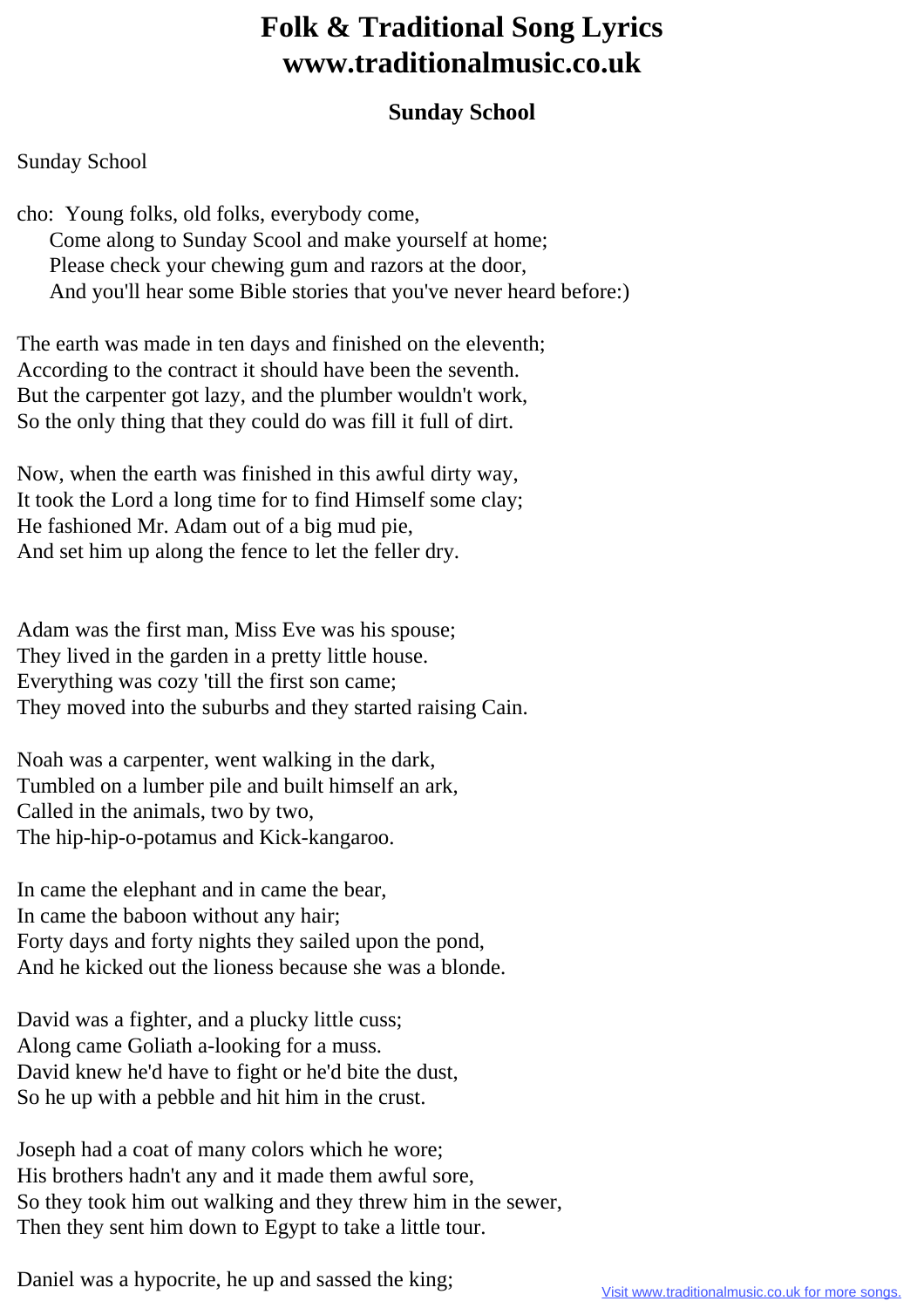# Folk & Traditional Song Lyrics www.traditionalmusic.co.uk

## Sunday School

Sunday School

cho: Young folks, old folks, everybody come,
Come along to Sunday Scool and make yourself at home;
Please check your chewing gum and razors at the door,
And you'll hear some Bible stories that you've never heard before:)

The earth was made in ten days and finished on the eleventh;
According to the contract it should have been the seventh.
But the carpenter got lazy, and the plumber wouldn't work,
So the only thing that they could do was fill it full of dirt.

Now, when the earth was finished in this awful dirty way,
It took the Lord a long time for to find Himself some clay;
He fashioned Mr. Adam out of a big mud pie,
And set him up along the fence to let the feller dry.

Adam was the first man, Miss Eve was his spouse;
They lived in the garden in a pretty little house.
Everything was cozy 'till the first son came;
They moved into the suburbs and they started raising Cain.

Noah was a carpenter, went walking in the dark,
Tumbled on a lumber pile and built himself an ark,
Called in the animals, two by two,
The hip-hip-o-potamus and Kick-kangaroo.

In came the elephant and in came the bear,
In came the baboon without any hair;
Forty days and forty nights they sailed upon the pond,
And he kicked out the lioness because she was a blonde.

David was a fighter, and a plucky little cuss;
Along came Goliath a-looking for a muss.
David knew he'd have to fight or he'd bite the dust,
So he up with a pebble and hit him in the crust.

Joseph had a coat of many colors which he wore;
His brothers hadn't any and it made them awful sore,
So they took him out walking and they threw him in the sewer,
Then they sent him down to Egypt to take a little tour.

Daniel was a hypocrite, he up and sassed the king;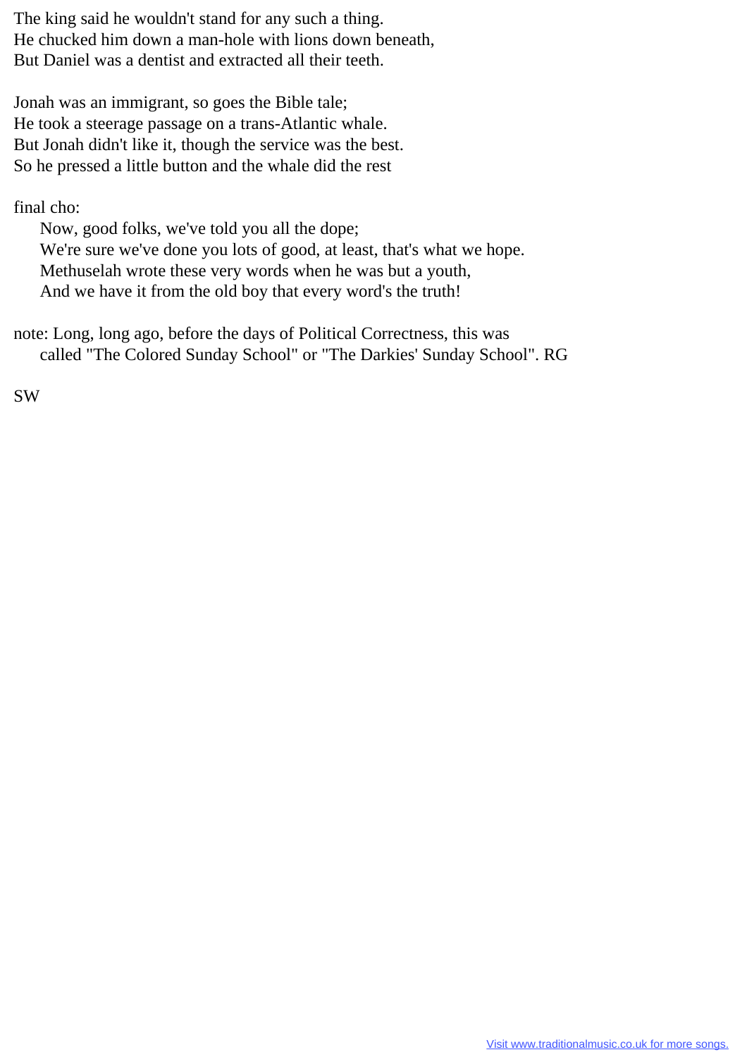The king said he wouldn't stand for any such a thing.
He chucked him down a man-hole with lions down beneath,
But Daniel was a dentist and extracted all their teeth.

Jonah was an immigrant, so goes the Bible tale;
He took a steerage passage on a trans-Atlantic whale.
But Jonah didn't like it, though the service was the best.
So he pressed a little button and the whale did the rest

final cho:

Now, good folks, we've told you all the dope;
We're sure we've done you lots of good, at least, that's what we hope.
Methuselah wrote these very words when he was but a youth,
And we have it from the old boy that every word's the truth!

note: Long, long ago, before the days of Political Correctness, this was called "The Colored Sunday School" or "The Darkies' Sunday School". RG

SW